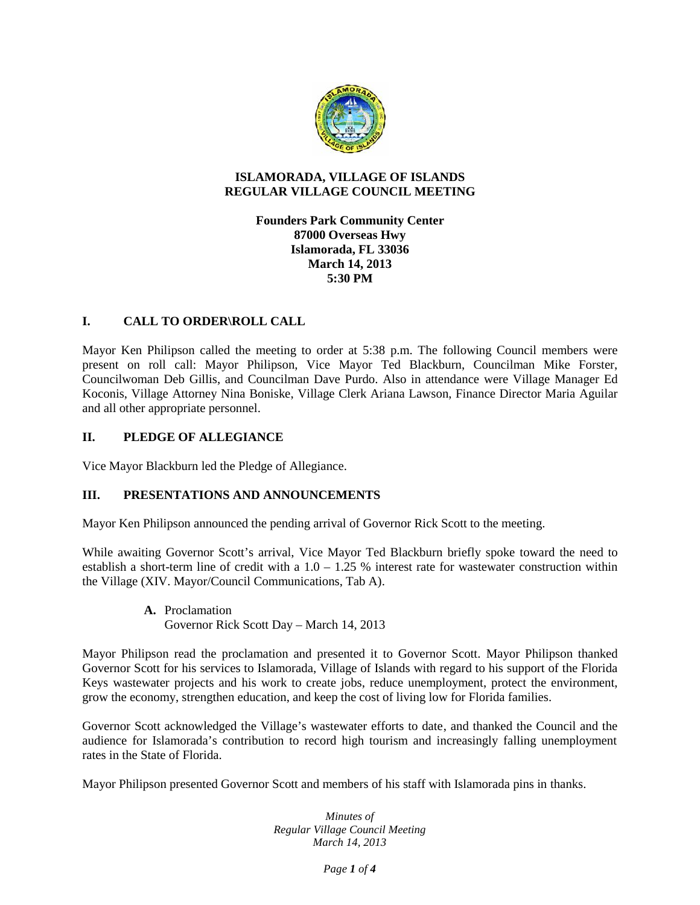# ISLAMORADA, VILLAGE OF ISLANDS
# REGULAR VILLAGE COUNCIL MEETING

**Founders Park Community Center**
**87000 Overseas Hwy**
**Islamorada, FL 33036**
**March 14, 2013**
**5:30 PM**

## I. CALL TO ORDER\ROLL CALL

Mayor Ken Philipson called the meeting to order at 5:38 p.m. The following Council members were present on roll call: Mayor Philipson, Vice Mayor Ted Blackburn, Councilman Mike Forster, Councilwoman Deb Gillis, and Councilman Dave Purdo. Also in attendance were Village Manager Ed Koconis, Village Attorney Nina Boniske, Village Clerk Ariana Lawson, Finance Director Maria Aguilar and all other appropriate personnel.

## II. PLEDGE OF ALLEGIANCE

Vice Mayor Blackburn led the Pledge of Allegiance.

## III. PRESENTATIONS AND ANNOUNCEMENTS

Mayor Ken Philipson announced the pending arrival of Governor Rick Scott to the meeting.

While awaiting Governor Scott's arrival, Vice Mayor Ted Blackburn briefly spoke toward the need to establish a short-term line of credit with a 1.0 – 1.25 % interest rate for wastewater construction within the Village (XIV. Mayor/Council Communications, Tab A).

**A.** Proclamation
Governor Rick Scott Day – March 14, 2013

Mayor Philipson read the proclamation and presented it to Governor Scott. Mayor Philipson thanked Governor Scott for his services to Islamorada, Village of Islands with regard to his support of the Florida Keys wastewater projects and his work to create jobs, reduce unemployment, protect the environment, grow the economy, strengthen education, and keep the cost of living low for Florida families.

Governor Scott acknowledged the Village's wastewater efforts to date, and thanked the Council and the audience for Islamorada's contribution to record high tourism and increasingly falling unemployment rates in the State of Florida.

Mayor Philipson presented Governor Scott and members of his staff with Islamorada pins in thanks.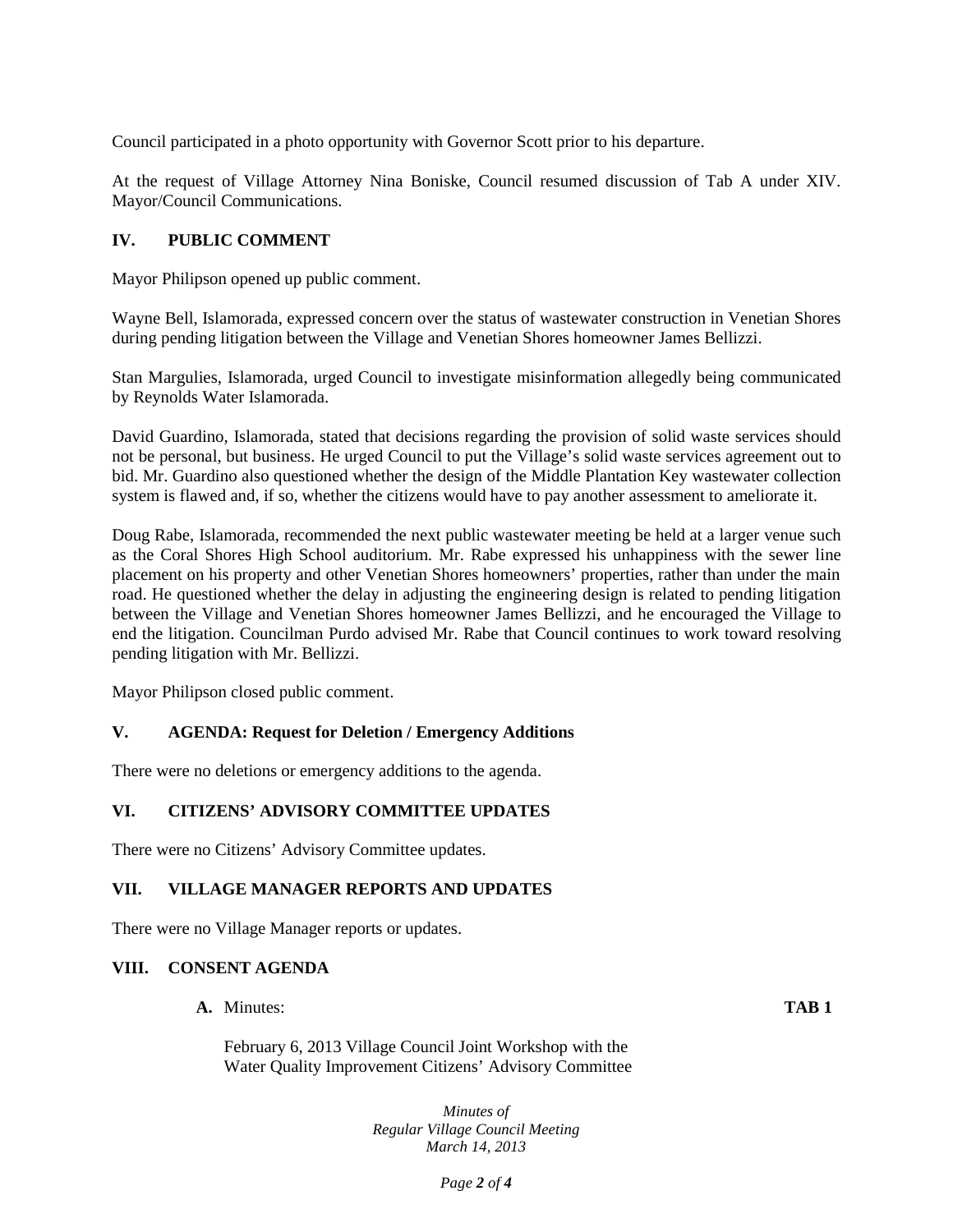Council participated in a photo opportunity with Governor Scott prior to his departure.

At the request of Village Attorney Nina Boniske, Council resumed discussion of Tab A under XIV. Mayor/Council Communications.

## IV. PUBLIC COMMENT

Mayor Philipson opened up public comment.

Wayne Bell, Islamorada, expressed concern over the status of wastewater construction in Venetian Shores during pending litigation between the Village and Venetian Shores homeowner James Bellizzi.

Stan Margulies, Islamorada, urged Council to investigate misinformation allegedly being communicated by Reynolds Water Islamorada.

David Guardino, Islamorada, stated that decisions regarding the provision of solid waste services should not be personal, but business. He urged Council to put the Village's solid waste services agreement out to bid. Mr. Guardino also questioned whether the design of the Middle Plantation Key wastewater collection system is flawed and, if so, whether the citizens would have to pay another assessment to ameliorate it.

Doug Rabe, Islamorada, recommended the next public wastewater meeting be held at a larger venue such as the Coral Shores High School auditorium. Mr. Rabe expressed his unhappiness with the sewer line placement on his property and other Venetian Shores homeowners' properties, rather than under the main road. He questioned whether the delay in adjusting the engineering design is related to pending litigation between the Village and Venetian Shores homeowner James Bellizzi, and he encouraged the Village to end the litigation. Councilman Purdo advised Mr. Rabe that Council continues to work toward resolving pending litigation with Mr. Bellizzi.

Mayor Philipson closed public comment.

## V. AGENDA: Request for Deletion / Emergency Additions

There were no deletions or emergency additions to the agenda.

## VI. CITIZENS' ADVISORY COMMITTEE UPDATES

There were no Citizens' Advisory Committee updates.

## VII. VILLAGE MANAGER REPORTS AND UPDATES

There were no Village Manager reports or updates.

## VIII. CONSENT AGENDA

**A.** Minutes: **TAB 1**

February 6, 2013 Village Council Joint Workshop with the Water Quality Improvement Citizens' Advisory Committee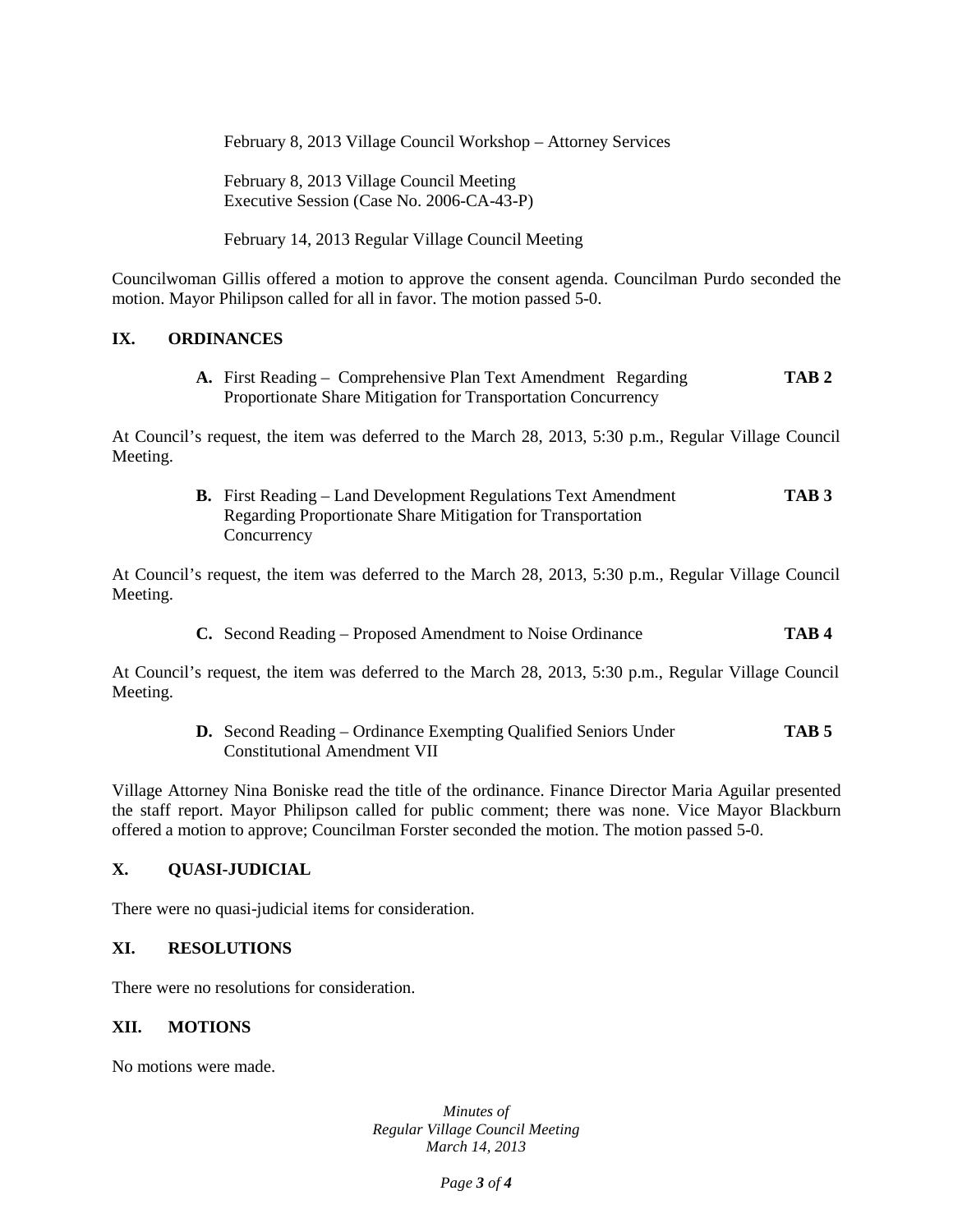February 8, 2013 Village Council Workshop – Attorney Services

February 8, 2013 Village Council Meeting
Executive Session (Case No. 2006-CA-43-P)

February 14, 2013 Regular Village Council Meeting

Councilwoman Gillis offered a motion to approve the consent agenda. Councilman Purdo seconded the motion. Mayor Philipson called for all in favor. The motion passed 5-0.

## IX. ORDINANCES

**A.** First Reading – Comprehensive Plan Text Amendment Regarding Proportionate Share Mitigation for Transportation Concurrency **TAB 2**

At Council's request, the item was deferred to the March 28, 2013, 5:30 p.m., Regular Village Council Meeting.

**B.** First Reading – Land Development Regulations Text Amendment Regarding Proportionate Share Mitigation for Transportation Concurrency **TAB 3**

At Council's request, the item was deferred to the March 28, 2013, 5:30 p.m., Regular Village Council Meeting.

**C.** Second Reading – Proposed Amendment to Noise Ordinance **TAB 4**

At Council's request, the item was deferred to the March 28, 2013, 5:30 p.m., Regular Village Council Meeting.

**D.** Second Reading – Ordinance Exempting Qualified Seniors Under Constitutional Amendment VII **TAB 5**

Village Attorney Nina Boniske read the title of the ordinance. Finance Director Maria Aguilar presented the staff report. Mayor Philipson called for public comment; there was none. Vice Mayor Blackburn offered a motion to approve; Councilman Forster seconded the motion. The motion passed 5-0.

## X. QUASI-JUDICIAL

There were no quasi-judicial items for consideration.

## XI. RESOLUTIONS

There were no resolutions for consideration.

## XII. MOTIONS

No motions were made.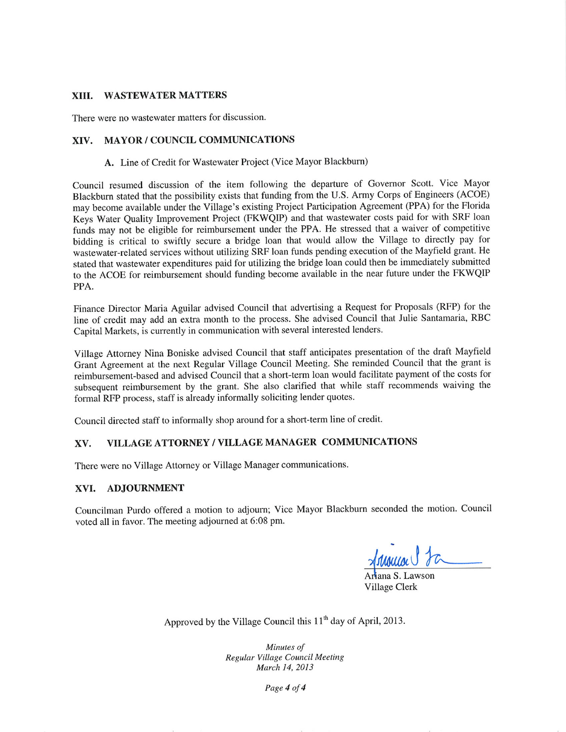## XIII. WASTEWATER MATTERS

There were no wastewater matters for discussion.

## XIV. MAYOR / COUNCIL COMMUNICATIONS

**A.** Line of Credit for Wastewater Project (Vice Mayor Blackburn)

Council resumed discussion of the item following the departure of Governor Scott. Vice Mayor Blackburn stated that the possibility exists that funding from the U.S. Army Corps of Engineers (ACOE) may become available under the Village's existing Project Participation Agreement (PPA) for the Florida Keys Water Quality Improvement Project (FKWQIP) and that wastewater costs paid for with SRF loan funds may not be eligible for reimbursement under the PPA. He stressed that a waiver of competitive bidding is critical to swiftly secure a bridge loan that would allow the Village to directly pay for wastewater-related services without utilizing SRF loan funds pending execution of the Mayfield grant. He stated that wastewater expenditures paid for utilizing the bridge loan could then be immediately submitted to the ACOE for reimbursement should funding become available in the near future under the FKWQIP PPA.

Finance Director Maria Aguilar advised Council that advertising a Request for Proposals (RFP) for the line of credit may add an extra month to the process. She advised Council that Julie Santamaria, RBC Capital Markets, is currently in communication with several interested lenders.

Village Attorney Nina Boniske advised Council that staff anticipates presentation of the draft Mayfield Grant Agreement at the next Regular Village Council Meeting. She reminded Council that the grant is reimbursement-based and advised Council that a short-term loan would facilitate payment of the costs for subsequent reimbursement by the grant. She also clarified that while staff recommends waiving the formal RFP process, staff is already informally soliciting lender quotes.

Council directed staff to informally shop around for a short-term line of credit.

## XV. VILLAGE ATTORNEY / VILLAGE MANAGER COMMUNICATIONS

There were no Village Attorney or Village Manager communications.

## XVI. ADJOURNMENT

Councilman Purdo offered a motion to adjourn; Vice Mayor Blackburn seconded the motion. Council voted all in favor. The meeting adjourned at 6:08 pm.

Ariana S. Lawson
Village Clerk

Approved by the Village Council this 11th day of April, 2013.

*Minutes of*
*Regular Village Council Meeting*
*March 14, 2013*